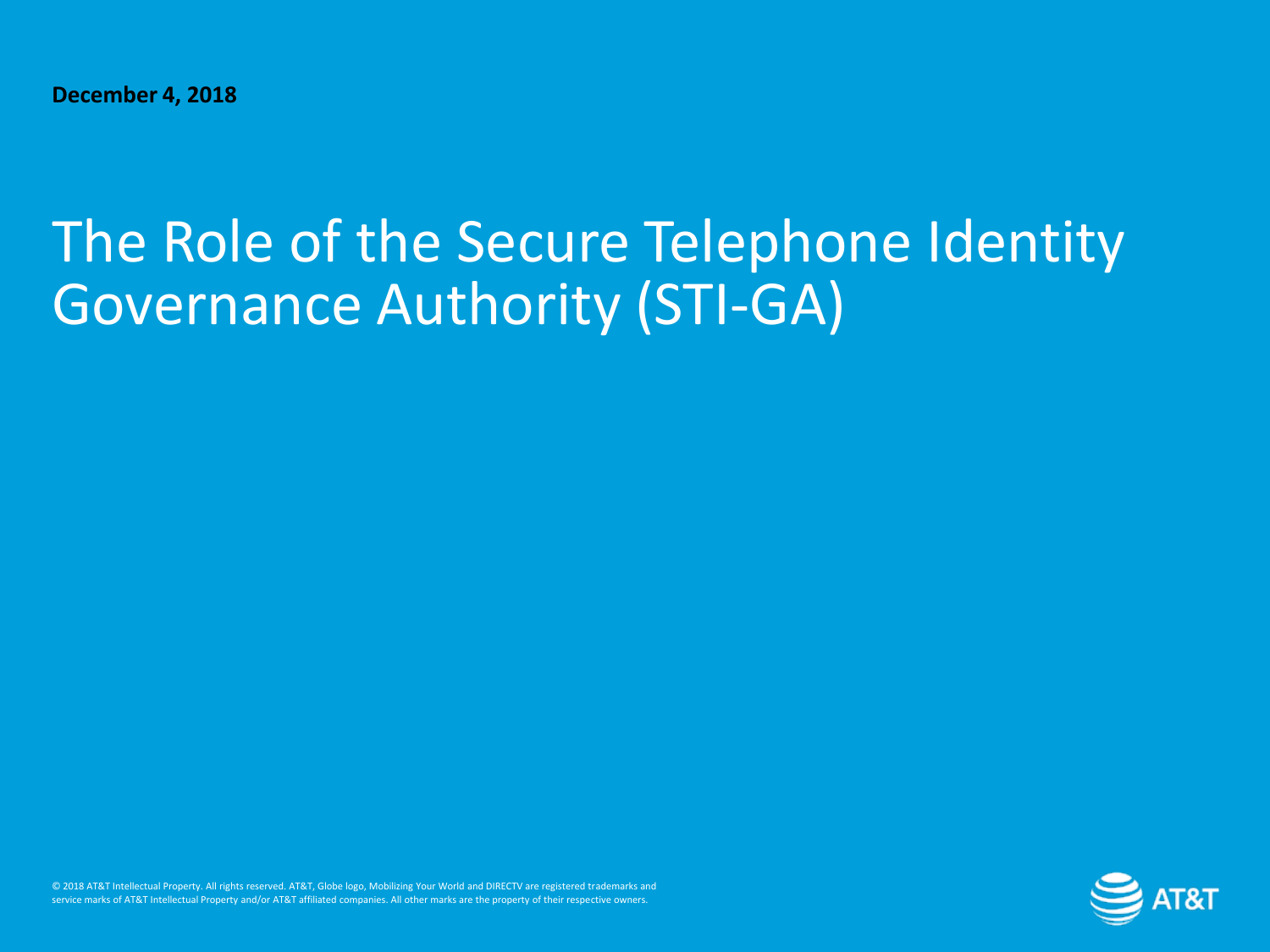**December 4, 2018**

# The Role of the Secure Telephone Identity Governance Authority (STI-GA)

© 2018 AT&T Intellectual Property. All rights reserved. AT&T, Globe logo, Mobilizing Your World and DIRECTV are registered trademarks and service marks of AT&T Intellectual Property and/or AT&T affiliated companies. All other marks are the property of their respective owners.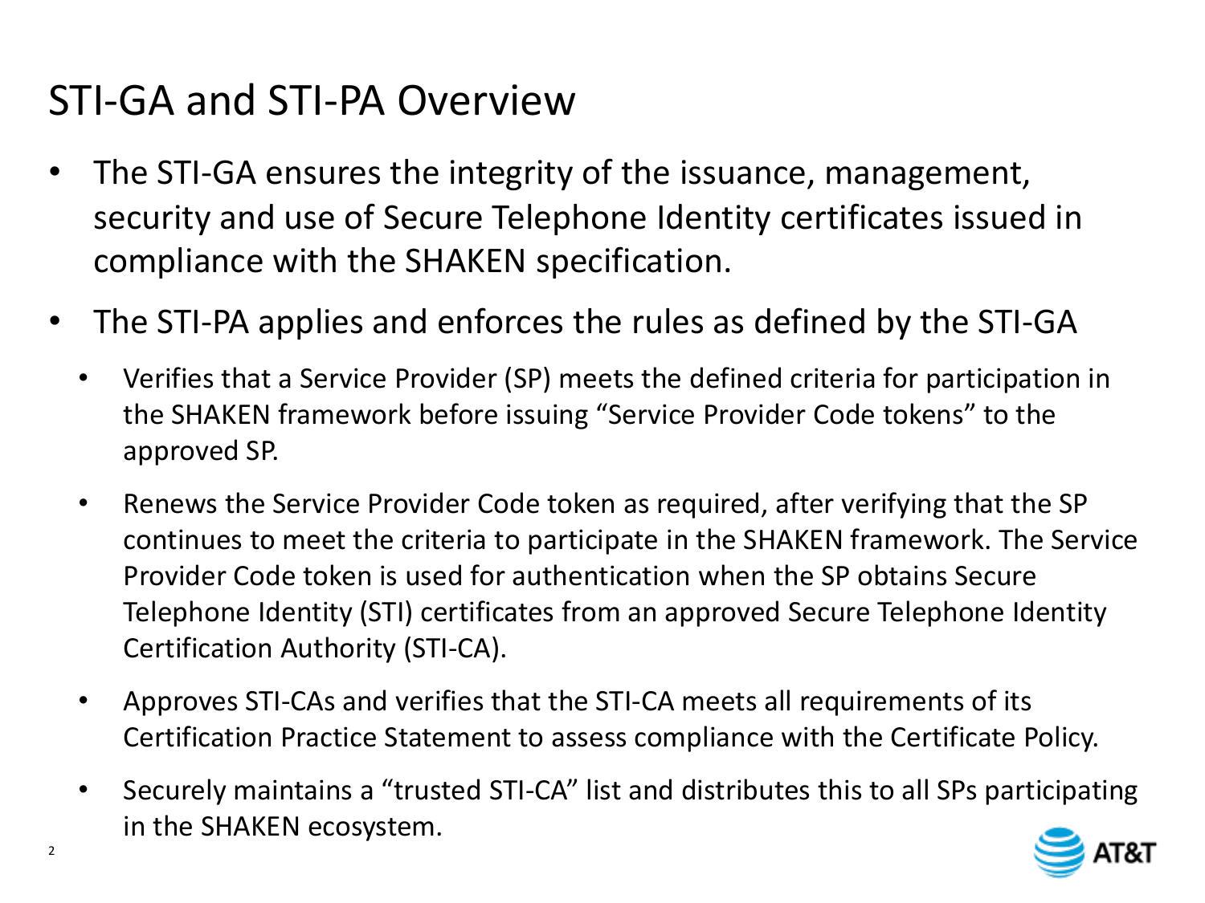# STI-GA and STI-PA Overview

- The STI-GA ensures the integrity of the issuance, management, security and use of Secure Telephone Identity certificates issued in compliance with the SHAKEN specification.
- The STI-PA applies and enforces the rules as defined by the STI-GA
  - Verifies that a Service Provider (SP) meets the defined criteria for participation in the SHAKEN framework before issuing "Service Provider Code tokens" to the approved SP.
  - Renews the Service Provider Code token as required, after verifying that the SP continues to meet the criteria to participate in the SHAKEN framework. The Service Provider Code token is used for authentication when the SP obtains Secure Telephone Identity (STI) certificates from an approved Secure Telephone Identity Certification Authority (STI-CA).
  - Approves STI-CAs and verifies that the STI-CA meets all requirements of its Certification Practice Statement to assess compliance with the Certificate Policy.
  - Securely maintains a "trusted STI-CA" list and distributes this to all SPs participating in the SHAKEN ecosystem.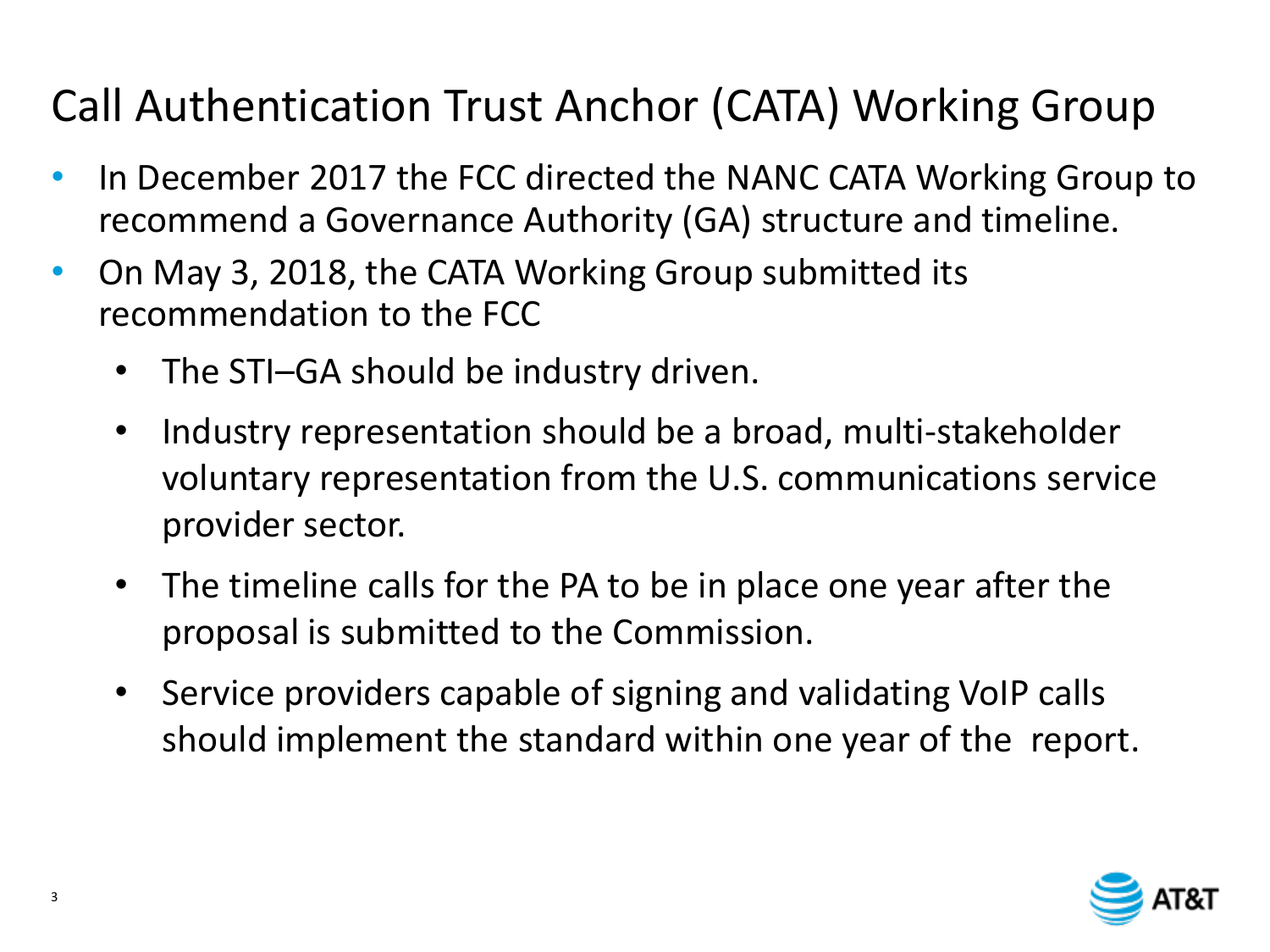# Call Authentication Trust Anchor (CATA) Working Group

- In December 2017 the FCC directed the NANC CATA Working Group to recommend a Governance Authority (GA) structure and timeline.
- On May 3, 2018, the CATA Working Group submitted its recommendation to the FCC
  - The STI–GA should be industry driven.
  - Industry representation should be a broad, multi-stakeholder voluntary representation from the U.S. communications service provider sector.
  - The timeline calls for the PA to be in place one year after the proposal is submitted to the Commission.
  - Service providers capable of signing and validating VoIP calls should implement the standard within one year of the report.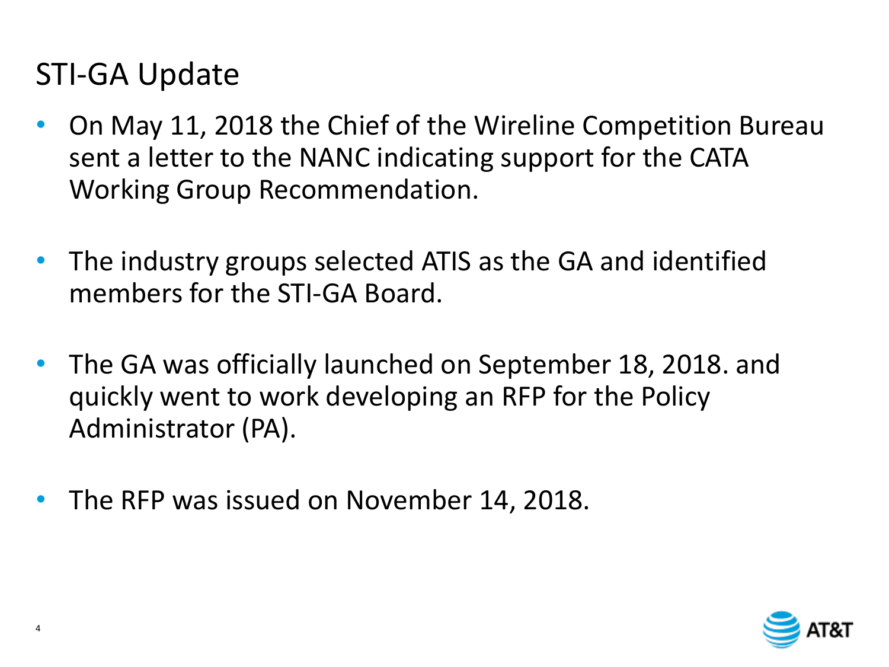# STI-GA Update

- On May 11, 2018 the Chief of the Wireline Competition Bureau sent a letter to the NANC indicating support for the CATA Working Group Recommendation.
- The industry groups selected ATIS as the GA and identified members for the STI-GA Board.
- The GA was officially launched on September 18, 2018. and quickly went to work developing an RFP for the Policy Administrator (PA).
- The RFP was issued on November 14, 2018.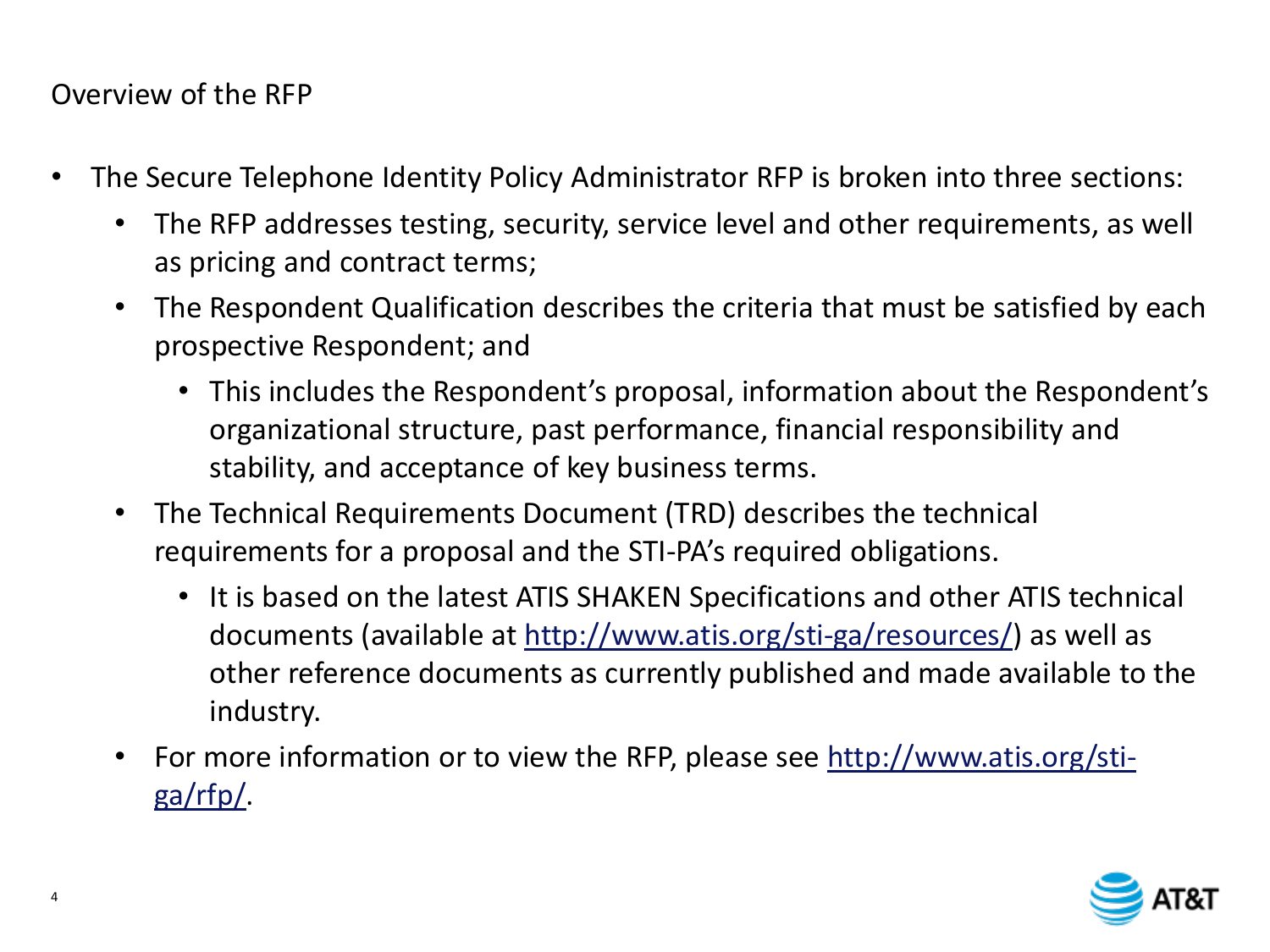## Overview of the RFP

- The Secure Telephone Identity Policy Administrator RFP is broken into three sections:
  - The RFP addresses testing, security, service level and other requirements, as well as pricing and contract terms;
  - The Respondent Qualification describes the criteria that must be satisfied by each prospective Respondent; and
    - This includes the Respondent's proposal, information about the Respondent's organizational structure, past performance, financial responsibility and stability, and acceptance of key business terms.
  - The Technical Requirements Document (TRD) describes the technical requirements for a proposal and the STI-PA's required obligations.
    - It is based on the latest ATIS SHAKEN Specifications and other ATIS technical documents (available at http://www.atis.org/sti-ga/resources/) as well as other reference documents as currently published and made available to the industry.
  - For more information or to view the RFP, please see http://www.atis.org/sti-ga/rfp/.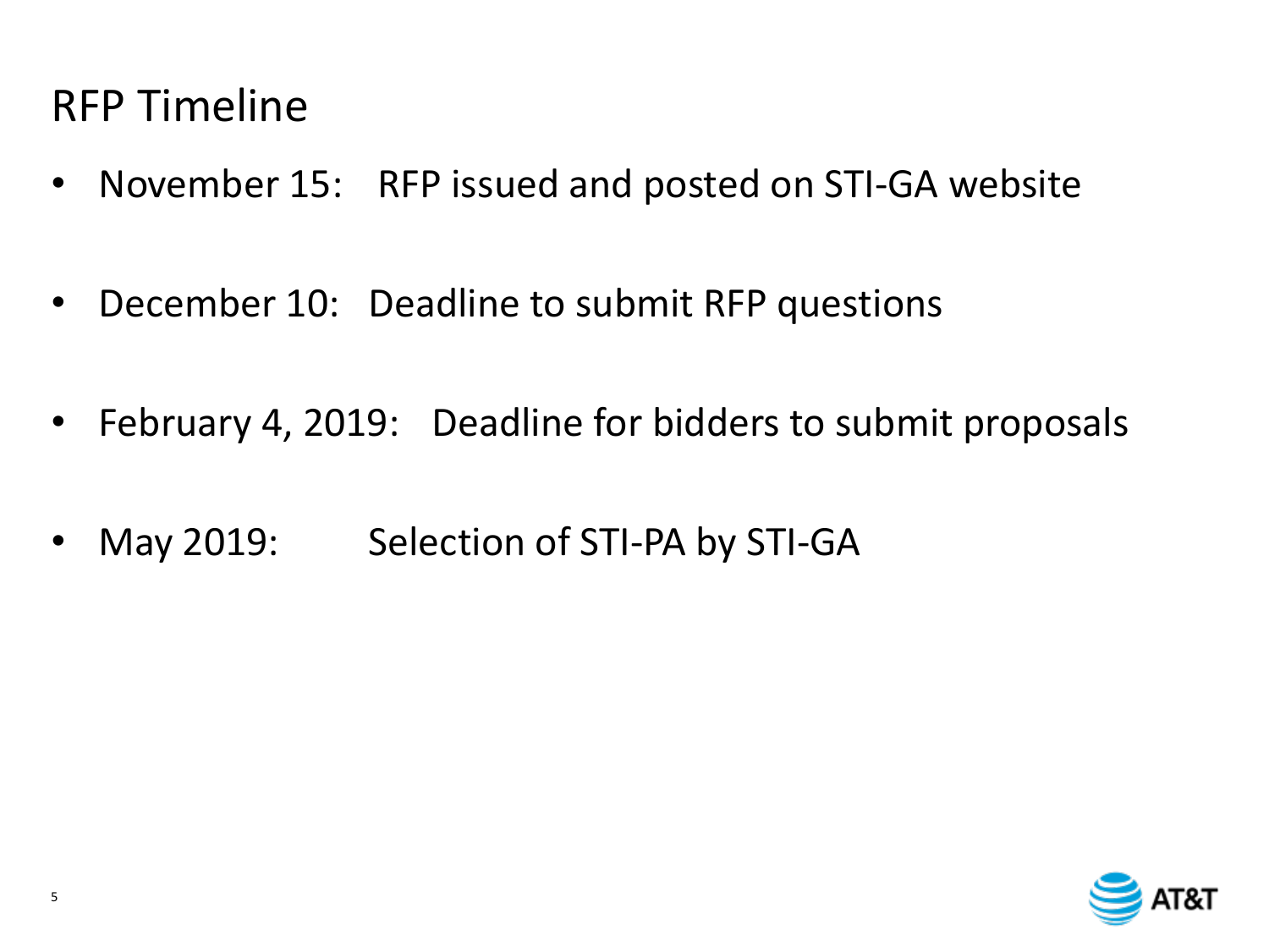# RFP Timeline

- November 15: RFP issued and posted on STI-GA website
- December 10: Deadline to submit RFP questions
- February 4, 2019: Deadline for bidders to submit proposals
- May 2019: Selection of STI-PA by STI-GA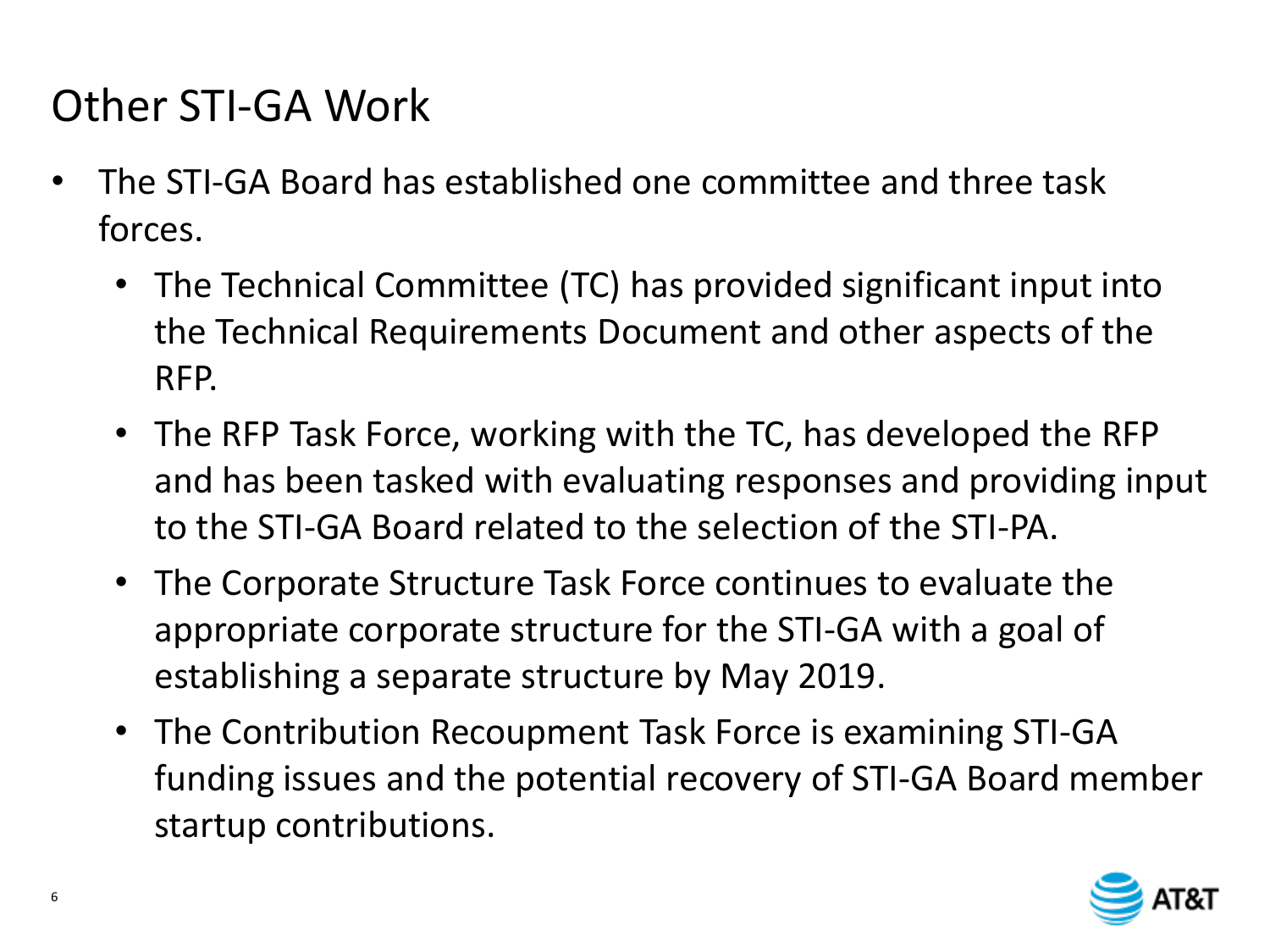# Other STI-GA Work

- The STI-GA Board has established one committee and three task forces.
  - The Technical Committee (TC) has provided significant input into the Technical Requirements Document and other aspects of the RFP.
  - The RFP Task Force, working with the TC, has developed the RFP and has been tasked with evaluating responses and providing input to the STI-GA Board related to the selection of the STI-PA.
  - The Corporate Structure Task Force continues to evaluate the appropriate corporate structure for the STI-GA with a goal of establishing a separate structure by May 2019.
  - The Contribution Recoupment Task Force is examining STI-GA funding issues and the potential recovery of STI-GA Board member startup contributions.